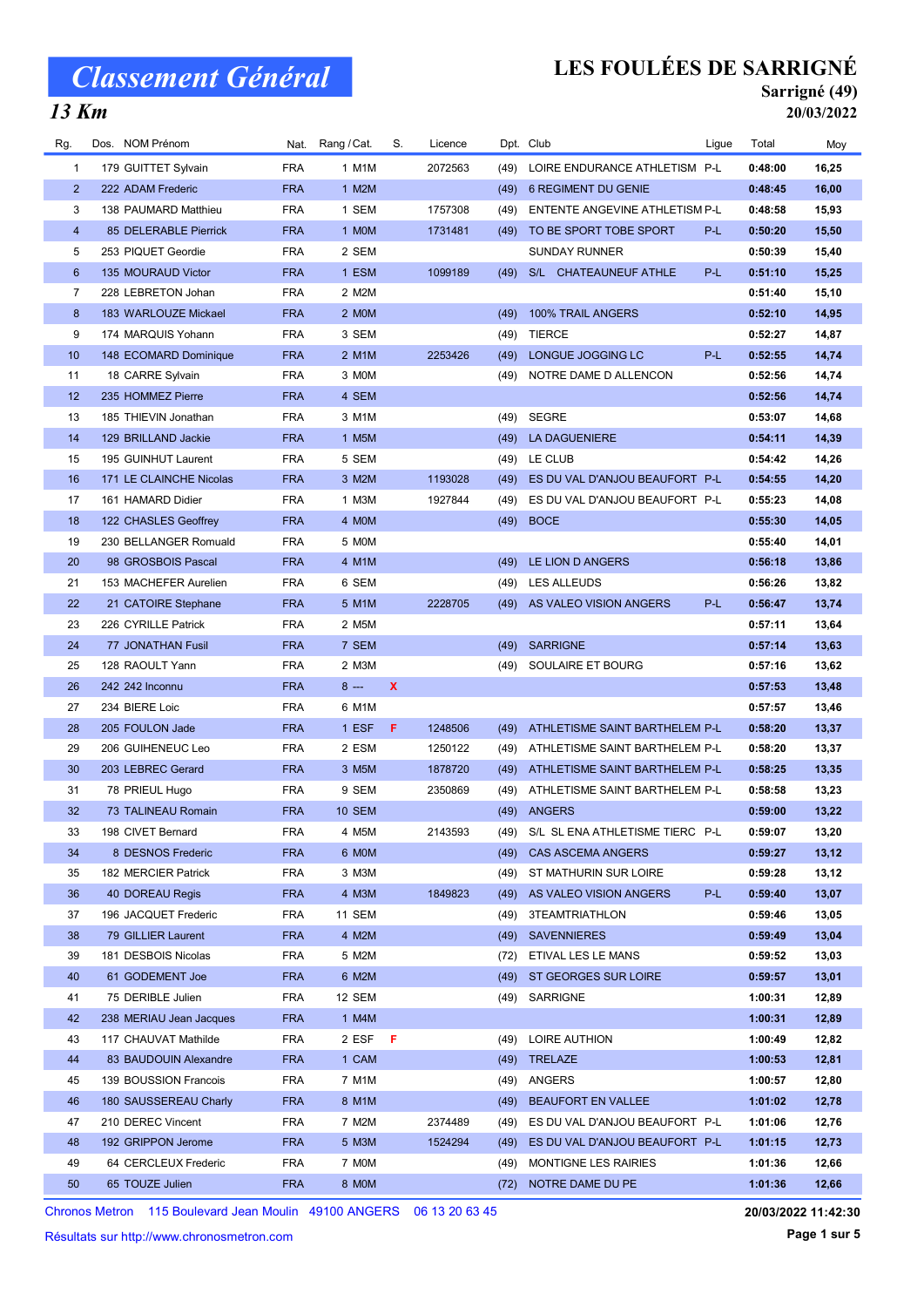# Classement Général

## 13 Km

# LES FOULÉES DE SARRIGNÉ

**Sarrigné (49)**

**20/03/2022**

| Rg. | Dos. | NOM Prénom | Nat. | Rang / Cat. | S. | Licence | Dpt. | Club | Ligue | Total | Moy |
|---|---|---|---|---|---|---|---|---|---|---|---|
| 1 | 179 | GUITTET Sylvain | FRA | 1 M1M | | 2072563 | (49) | LOIRE ENDURANCE ATHLETISM | P-L | 0:48:00 | 16,25 |
| 2 | 222 | ADAM Frederic | FRA | 1 M2M | | | (49) | 6 REGIMENT DU GENIE | | 0:48:45 | 16,00 |
| 3 | 138 | PAUMARD Matthieu | FRA | 1 SEM | | 1757308 | (49) | ENTENTE ANGEVINE ATHLETISM | P-L | 0:48:58 | 15,93 |
| 4 | 85 | DELERABLE Pierrick | FRA | 1 M0M | | 1731481 | (49) | TO BE SPORT TOBE SPORT | P-L | 0:50:20 | 15,50 |
| 5 | 253 | PIQUET Geordie | FRA | 2 SEM | | | | SUNDAY RUNNER | | 0:50:39 | 15,40 |
| 6 | 135 | MOURAUD Victor | FRA | 1 ESM | | 1099189 | (49) | S/L CHATEAUNEUF ATHLE | P-L | 0:51:10 | 15,25 |
| 7 | 228 | LEBRETON Johan | FRA | 2 M2M | | | | | | 0:51:40 | 15,10 |
| 8 | 183 | WARLOUZE Mickael | FRA | 2 M0M | | | (49) | 100% TRAIL ANGERS | | 0:52:10 | 14,95 |
| 9 | 174 | MARQUIS Yohann | FRA | 3 SEM | | | (49) | TIERCE | | 0:52:27 | 14,87 |
| 10 | 148 | ECOMARD Dominique | FRA | 2 M1M | | 2253426 | (49) | LONGUE JOGGING LC | P-L | 0:52:55 | 14,74 |
| 11 | 18 | CARRE Sylvain | FRA | 3 M0M | | | (49) | NOTRE DAME D ALLENCON | | 0:52:56 | 14,74 |
| 12 | 235 | HOMMEZ Pierre | FRA | 4 SEM | | | | | | 0:52:56 | 14,74 |
| 13 | 185 | THIEVIN Jonathan | FRA | 3 M1M | | | (49) | SEGRE | | 0:53:07 | 14,68 |
| 14 | 129 | BRILLAND Jackie | FRA | 1 M5M | | | (49) | LA DAGUENIERE | | 0:54:11 | 14,39 |
| 15 | 195 | GUINHUT Laurent | FRA | 5 SEM | | | (49) | LE CLUB | | 0:54:42 | 14,26 |
| 16 | 171 | LE CLAINCHE Nicolas | FRA | 3 M2M | | 1193028 | (49) | ES DU VAL D'ANJOU BEAUFORT | P-L | 0:54:55 | 14,20 |
| 17 | 161 | HAMARD Didier | FRA | 1 M3M | | 1927844 | (49) | ES DU VAL D'ANJOU BEAUFORT | P-L | 0:55:23 | 14,08 |
| 18 | 122 | CHASLES Geoffrey | FRA | 4 M0M | | | (49) | BOCE | | 0:55:30 | 14,05 |
| 19 | 230 | BELLANGER Romuald | FRA | 5 M0M | | | | | | 0:55:40 | 14,01 |
| 20 | 98 | GROSBOIS Pascal | FRA | 4 M1M | | | (49) | LE LION D ANGERS | | 0:56:18 | 13,86 |
| 21 | 153 | MACHEFER Aurelien | FRA | 6 SEM | | | (49) | LES ALLEUDS | | 0:56:26 | 13,82 |
| 22 | 21 | CATOIRE Stephane | FRA | 5 M1M | | 2228705 | (49) | AS VALEO VISION ANGERS | P-L | 0:56:47 | 13,74 |
| 23 | 226 | CYRILLE Patrick | FRA | 2 M5M | | | | | | 0:57:11 | 13,64 |
| 24 | 77 | JONATHAN Fusil | FRA | 7 SEM | | | (49) | SARRIGNE | | 0:57:14 | 13,63 |
| 25 | 128 | RAOULT Yann | FRA | 2 M3M | | | (49) | SOULAIRE ET BOURG | | 0:57:16 | 13,62 |
| 26 | 242 | 242 Inconnu | FRA | 8 --- | X | | | | | 0:57:53 | 13,48 |
| 27 | 234 | BIERE Loic | FRA | 6 M1M | | | | | | 0:57:57 | 13,46 |
| 28 | 205 | FOULON Jade | FRA | 1 ESF | F | 1248506 | (49) | ATHLETISME SAINT BARTHELEM | P-L | 0:58:20 | 13,37 |
| 29 | 206 | GUIHENEUC Leo | FRA | 2 ESM | | 1250122 | (49) | ATHLETISME SAINT BARTHELEM | P-L | 0:58:20 | 13,37 |
| 30 | 203 | LEBREC Gerard | FRA | 3 M5M | | 1878720 | (49) | ATHLETISME SAINT BARTHELEM | P-L | 0:58:25 | 13,35 |
| 31 | 78 | PRIEUL Hugo | FRA | 9 SEM | | 2350869 | (49) | ATHLETISME SAINT BARTHELEM | P-L | 0:58:58 | 13,23 |
| 32 | 73 | TALINEAU Romain | FRA | 10 SEM | | | (49) | ANGERS | | 0:59:00 | 13,22 |
| 33 | 198 | CIVET Bernard | FRA | 4 M5M | | 2143593 | (49) | S/L SL ENA ATHLETISME TIERC | P-L | 0:59:07 | 13,20 |
| 34 | 8 | DESNOS Frederic | FRA | 6 M0M | | | (49) | CAS ASCEMA ANGERS | | 0:59:27 | 13,12 |
| 35 | 182 | MERCIER Patrick | FRA | 3 M3M | | | (49) | ST MATHURIN SUR LOIRE | | 0:59:28 | 13,12 |
| 36 | 40 | DOREAU Regis | FRA | 4 M3M | | 1849823 | (49) | AS VALEO VISION ANGERS | P-L | 0:59:40 | 13,07 |
| 37 | 196 | JACQUET Frederic | FRA | 11 SEM | | | (49) | 3TEAMTRIATHLON | | 0:59:46 | 13,05 |
| 38 | 79 | GILLIER Laurent | FRA | 4 M2M | | | (49) | SAVENNIERES | | 0:59:49 | 13,04 |
| 39 | 181 | DESBOIS Nicolas | FRA | 5 M2M | | | (72) | ETIVAL LES LE MANS | | 0:59:52 | 13,03 |
| 40 | 61 | GODEMENT Joe | FRA | 6 M2M | | | (49) | ST GEORGES SUR LOIRE | | 0:59:57 | 13,01 |
| 41 | 75 | DERIBLE Julien | FRA | 12 SEM | | | (49) | SARRIGNE | | 1:00:31 | 12,89 |
| 42 | 238 | MERIAU Jean Jacques | FRA | 1 M4M | | | | | | 1:00:31 | 12,89 |
| 43 | 117 | CHAUVAT Mathilde | FRA | 2 ESF | F | | (49) | LOIRE AUTHION | | 1:00:49 | 12,82 |
| 44 | 83 | BAUDOUIN Alexandre | FRA | 1 CAM | | | (49) | TRELAZE | | 1:00:53 | 12,81 |
| 45 | 139 | BOUSSION Francois | FRA | 7 M1M | | | (49) | ANGERS | | 1:00:57 | 12,80 |
| 46 | 180 | SAUSSEREAU Charly | FRA | 8 M1M | | | (49) | BEAUFORT EN VALLEE | | 1:01:02 | 12,78 |
| 47 | 210 | DEREC Vincent | FRA | 7 M2M | | 2374489 | (49) | ES DU VAL D'ANJOU BEAUFORT | P-L | 1:01:06 | 12,76 |
| 48 | 192 | GRIPPON Jerome | FRA | 5 M3M | | 1524294 | (49) | ES DU VAL D'ANJOU BEAUFORT | P-L | 1:01:15 | 12,73 |
| 49 | 64 | CERCLEUX Frederic | FRA | 7 M0M | | | (49) | MONTIGNE LES RAIRIES | | 1:01:36 | 12,66 |
| 50 | 65 | TOUZE Julien | FRA | 8 M0M | | | (72) | NOTRE DAME DU PE | | 1:01:36 | 12,66 |

Chronos Metron 115 Boulevard Jean Moulin 49100 ANGERS 06 13 20 63 45

Résultats sur http://www.chronosmetron.com

**20/03/2022 11:42:30**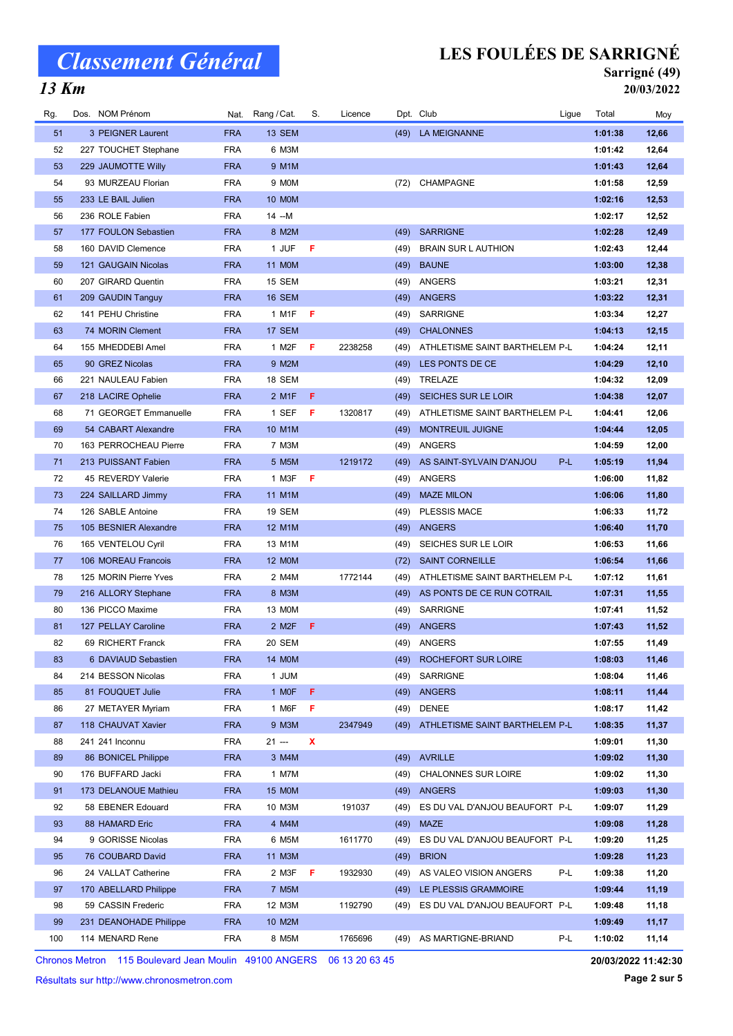# Classement Général

## 13 Km

**LES FOULÉES DE SARRIGNÉ**

**Sarrigné (49)**

**20/03/2022**

| Rg. | Dos. | NOM Prénom | Nat. | Rang / Cat. | S. | Licence | Dpt. | Club | Ligue | Total | Moy |
|---|---|---|---|---|---|---|---|---|---|---|---|
| 51 | 3 | PEIGNER Laurent | FRA | 13 SEM | | | (49) | LA MEIGNANNE | | 1:01:38 | 12,66 |
| 52 | 227 | TOUCHET Stephane | FRA | 6 M3M | | | | | | 1:01:42 | 12,64 |
| 53 | 229 | JAUMOTTE Willy | FRA | 9 M1M | | | | | | 1:01:43 | 12,64 |
| 54 | 93 | MURZEAU Florian | FRA | 9 M0M | | | (72) | CHAMPAGNE | | 1:01:58 | 12,59 |
| 55 | 233 | LE BAIL Julien | FRA | 10 M0M | | | | | | 1:02:16 | 12,53 |
| 56 | 236 | ROLE Fabien | FRA | 14 --M | | | | | | 1:02:17 | 12,52 |
| 57 | 177 | FOULON Sebastien | FRA | 8 M2M | | | (49) | SARRIGNE | | 1:02:28 | 12,49 |
| 58 | 160 | DAVID Clemence | FRA | 1 JUF | F | | (49) | BRAIN SUR L AUTHION | | 1:02:43 | 12,44 |
| 59 | 121 | GAUGAIN Nicolas | FRA | 11 M0M | | | (49) | BAUNE | | 1:03:00 | 12,38 |
| 60 | 207 | GIRARD Quentin | FRA | 15 SEM | | | (49) | ANGERS | | 1:03:21 | 12,31 |
| 61 | 209 | GAUDIN Tanguy | FRA | 16 SEM | | | (49) | ANGERS | | 1:03:22 | 12,31 |
| 62 | 141 | PEHU Christine | FRA | 1 M1F | F | | (49) | SARRIGNE | | 1:03:34 | 12,27 |
| 63 | 74 | MORIN Clement | FRA | 17 SEM | | | (49) | CHALONNES | | 1:04:13 | 12,15 |
| 64 | 155 | MHEDDEBI Amel | FRA | 1 M2F | F | 2238258 | (49) | ATHLETISME SAINT BARTHELEM | P-L | 1:04:24 | 12,11 |
| 65 | 90 | GREZ Nicolas | FRA | 9 M2M | | | (49) | LES PONTS DE CE | | 1:04:29 | 12,10 |
| 66 | 221 | NAULEAU Fabien | FRA | 18 SEM | | | (49) | TRELAZE | | 1:04:32 | 12,09 |
| 67 | 218 | LACIRE Ophelie | FRA | 2 M1F | F | | (49) | SEICHES SUR LE LOIR | | 1:04:38 | 12,07 |
| 68 | 71 | GEORGET Emmanuelle | FRA | 1 SEF | F | 1320817 | (49) | ATHLETISME SAINT BARTHELEM | P-L | 1:04:41 | 12,06 |
| 69 | 54 | CABART Alexandre | FRA | 10 M1M | | | (49) | MONTREUIL JUIGNE | | 1:04:44 | 12,05 |
| 70 | 163 | PERROCHEAU Pierre | FRA | 7 M3M | | | (49) | ANGERS | | 1:04:59 | 12,00 |
| 71 | 213 | PUISSANT Fabien | FRA | 5 M5M | | 1219172 | (49) | AS SAINT-SYLVAIN D'ANJOU | P-L | 1:05:19 | 11,94 |
| 72 | 45 | REVERDY Valerie | FRA | 1 M3F | F | | (49) | ANGERS | | 1:06:00 | 11,82 |
| 73 | 224 | SAILLARD Jimmy | FRA | 11 M1M | | | (49) | MAZE MILON | | 1:06:06 | 11,80 |
| 74 | 126 | SABLE Antoine | FRA | 19 SEM | | | (49) | PLESSIS MACE | | 1:06:33 | 11,72 |
| 75 | 105 | BESNIER Alexandre | FRA | 12 M1M | | | (49) | ANGERS | | 1:06:40 | 11,70 |
| 76 | 165 | VENTELOU Cyril | FRA | 13 M1M | | | (49) | SEICHES SUR LE LOIR | | 1:06:53 | 11,66 |
| 77 | 106 | MOREAU Francois | FRA | 12 M0M | | | (72) | SAINT CORNEILLE | | 1:06:54 | 11,66 |
| 78 | 125 | MORIN Pierre Yves | FRA | 2 M4M | | 1772144 | (49) | ATHLETISME SAINT BARTHELEM | P-L | 1:07:12 | 11,61 |
| 79 | 216 | ALLORY Stephane | FRA | 8 M3M | | | (49) | AS PONTS DE CE RUN COTRAIL | | 1:07:31 | 11,55 |
| 80 | 136 | PICCO Maxime | FRA | 13 M0M | | | (49) | SARRIGNE | | 1:07:41 | 11,52 |
| 81 | 127 | PELLAY Caroline | FRA | 2 M2F | F | | (49) | ANGERS | | 1:07:43 | 11,52 |
| 82 | 69 | RICHERT Franck | FRA | 20 SEM | | | (49) | ANGERS | | 1:07:55 | 11,49 |
| 83 | 6 | DAVIAUD Sebastien | FRA | 14 M0M | | | (49) | ROCHEFORT SUR LOIRE | | 1:08:03 | 11,46 |
| 84 | 214 | BESSON Nicolas | FRA | 1 JUM | | | (49) | SARRIGNE | | 1:08:04 | 11,46 |
| 85 | 81 | FOUQUET Julie | FRA | 1 M0F | F | | (49) | ANGERS | | 1:08:11 | 11,44 |
| 86 | 27 | METAYER Myriam | FRA | 1 M6F | F | | (49) | DENEE | | 1:08:17 | 11,42 |
| 87 | 118 | CHAUVAT Xavier | FRA | 9 M3M | | 2347949 | (49) | ATHLETISME SAINT BARTHELEM | P-L | 1:08:35 | 11,37 |
| 88 | 241 | 241 Inconnu | FRA | 21 --- | X | | | | | 1:09:01 | 11,30 |
| 89 | 86 | BONICEL Philippe | FRA | 3 M4M | | | (49) | AVRILLE | | 1:09:02 | 11,30 |
| 90 | 176 | BUFFARD Jacki | FRA | 1 M7M | | | (49) | CHALONNES SUR LOIRE | | 1:09:02 | 11,30 |
| 91 | 173 | DELANOUE Mathieu | FRA | 15 M0M | | | (49) | ANGERS | | 1:09:03 | 11,30 |
| 92 | 58 | EBENER Edouard | FRA | 10 M3M | | 191037 | (49) | ES DU VAL D'ANJOU BEAUFORT | P-L | 1:09:07 | 11,29 |
| 93 | 88 | HAMARD Eric | FRA | 4 M4M | | | (49) | MAZE | | 1:09:08 | 11,28 |
| 94 | 9 | GORISSE Nicolas | FRA | 6 M5M | | 1611770 | (49) | ES DU VAL D'ANJOU BEAUFORT | P-L | 1:09:20 | 11,25 |
| 95 | 76 | COUBARD David | FRA | 11 M3M | | | (49) | BRION | | 1:09:28 | 11,23 |
| 96 | 24 | VALLAT Catherine | FRA | 2 M3F | F | 1932930 | (49) | AS VALEO VISION ANGERS | P-L | 1:09:38 | 11,20 |
| 97 | 170 | ABELLARD Philippe | FRA | 7 M5M | | | (49) | LE PLESSIS GRAMMOIRE | | 1:09:44 | 11,19 |
| 98 | 59 | CASSIN Frederic | FRA | 12 M3M | | 1192790 | (49) | ES DU VAL D'ANJOU BEAUFORT | P-L | 1:09:48 | 11,18 |
| 99 | 231 | DEANOHADE Philippe | FRA | 10 M2M | | | | | | 1:09:49 | 11,17 |
| 100 | 114 | MENARD Rene | FRA | 8 M5M | | 1765696 | (49) | AS MARTIGNE-BRIAND | P-L | 1:10:02 | 11,14 |

Chronos Metron 115 Boulevard Jean Moulin 49100 ANGERS 06 13 20 63 45

Résultats sur http://www.chronosmetron.com

20/03/2022 11:42:30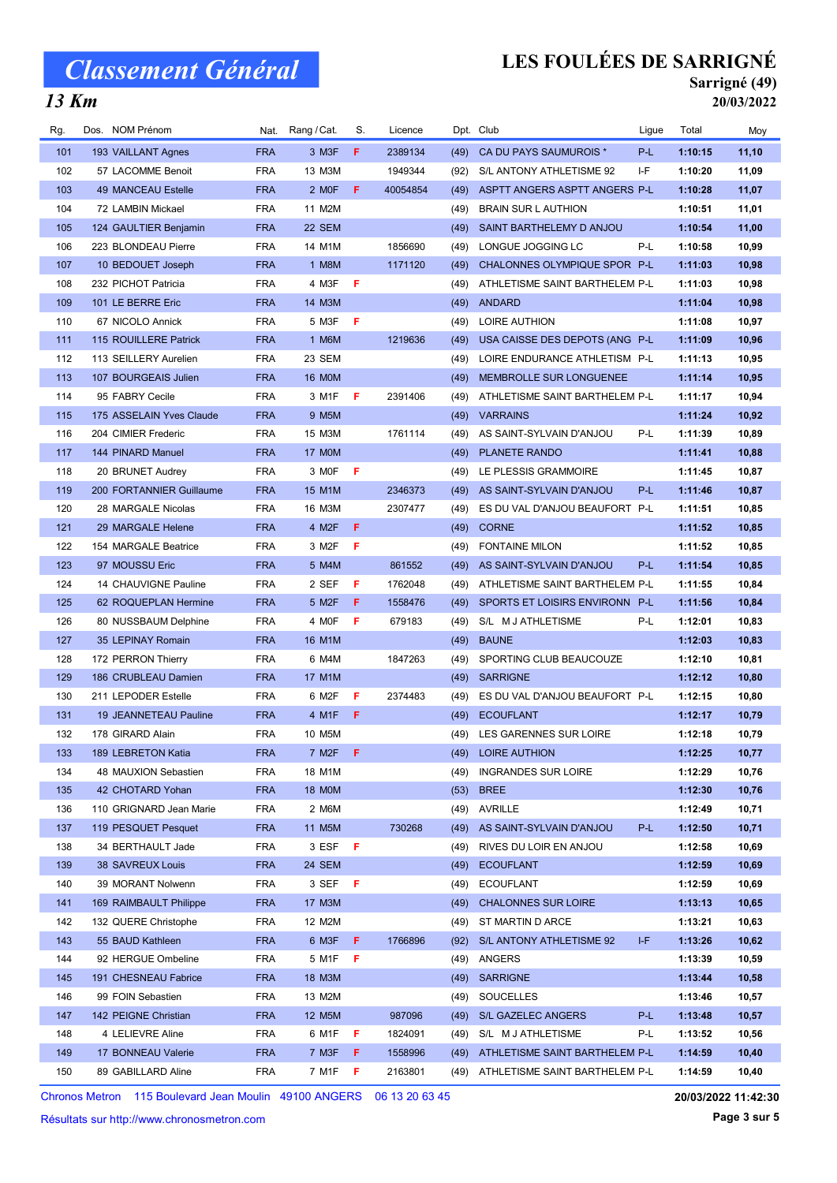# Classement Général

## 13 Km

# LES FOULÉES DE SARRIGNÉ

**Sarrigné (49)**

**20/03/2022**

| Rg. | Dos. | NOM Prénom | Nat. | Rang / Cat. | S. | Licence | Dpt. | Club | Ligue | Total | Moy |
|---|---|---|---|---|---|---|---|---|---|---|---|
| 101 | 193 | VAILLANT Agnes | FRA | 3 M3F | F | 2389134 | (49) | CA DU PAYS SAUMUROIS * | P-L | 1:10:15 | 11,10 |
| 102 | 57 | LACOMME Benoit | FRA | 13 M3M | | 1949344 | (92) | S/L ANTONY ATHLETISME 92 | I-F | 1:10:20 | 11,09 |
| 103 | 49 | MANCEAU Estelle | FRA | 2 M0F | F | 40054854 | (49) | ASPTT ANGERS ASPTT ANGERS | P-L | 1:10:28 | 11,07 |
| 104 | 72 | LAMBIN Mickael | FRA | 11 M2M | | | (49) | BRAIN SUR L AUTHION | | 1:10:51 | 11,01 |
| 105 | 124 | GAULTIER Benjamin | FRA | 22 SEM | | | (49) | SAINT BARTHELEMY D ANJOU | | 1:10:54 | 11,00 |
| 106 | 223 | BLONDEAU Pierre | FRA | 14 M1M | | 1856690 | (49) | LONGUE JOGGING LC | P-L | 1:10:58 | 10,99 |
| 107 | 10 | BEDOUET Joseph | FRA | 1 M8M | | 1171120 | (49) | CHALONNES OLYMPIQUE SPOR | P-L | 1:11:03 | 10,98 |
| 108 | 232 | PICHOT Patricia | FRA | 4 M3F | F | | (49) | ATHLETISME SAINT BARTHELEM | P-L | 1:11:03 | 10,98 |
| 109 | 101 | LE BERRE Eric | FRA | 14 M3M | | | (49) | ANDARD | | 1:11:04 | 10,98 |
| 110 | 67 | NICOLO Annick | FRA | 5 M3F | F | | (49) | LOIRE AUTHION | | 1:11:08 | 10,97 |
| 111 | 115 | ROUILLERE Patrick | FRA | 1 M6M | | 1219636 | (49) | USA CAISSE DES DEPOTS (ANG | P-L | 1:11:09 | 10,96 |
| 112 | 113 | SEILLERY Aurelien | FRA | 23 SEM | | | (49) | LOIRE ENDURANCE ATHLETISM | P-L | 1:11:13 | 10,95 |
| 113 | 107 | BOURGEAIS Julien | FRA | 16 M0M | | | (49) | MEMBROLLE SUR LONGUENEE | | 1:11:14 | 10,95 |
| 114 | 95 | FABRY Cecile | FRA | 3 M1F | F | 2391406 | (49) | ATHLETISME SAINT BARTHELEM | P-L | 1:11:17 | 10,94 |
| 115 | 175 | ASSELAIN Yves Claude | FRA | 9 M5M | | | (49) | VARRAINS | | 1:11:24 | 10,92 |
| 116 | 204 | CIMIER Frederic | FRA | 15 M3M | | 1761114 | (49) | AS SAINT-SYLVAIN D'ANJOU | P-L | 1:11:39 | 10,89 |
| 117 | 144 | PINARD Manuel | FRA | 17 M0M | | | (49) | PLANETE RANDO | | 1:11:41 | 10,88 |
| 118 | 20 | BRUNET Audrey | FRA | 3 M0F | F | | (49) | LE PLESSIS GRAMMOIRE | | 1:11:45 | 10,87 |
| 119 | 200 | FORTANNIER Guillaume | FRA | 15 M1M | | 2346373 | (49) | AS SAINT-SYLVAIN D'ANJOU | P-L | 1:11:46 | 10,87 |
| 120 | 28 | MARGALE Nicolas | FRA | 16 M3M | | 2307477 | (49) | ES DU VAL D'ANJOU BEAUFORT | P-L | 1:11:51 | 10,85 |
| 121 | 29 | MARGALE Helene | FRA | 4 M2F | F | | (49) | CORNE | | 1:11:52 | 10,85 |
| 122 | 154 | MARGALE Beatrice | FRA | 3 M2F | F | | (49) | FONTAINE MILON | | 1:11:52 | 10,85 |
| 123 | 97 | MOUSSU Eric | FRA | 5 M4M | | 861552 | (49) | AS SAINT-SYLVAIN D'ANJOU | P-L | 1:11:54 | 10,85 |
| 124 | 14 | CHAUVIGNE Pauline | FRA | 2 SEF | F | 1762048 | (49) | ATHLETISME SAINT BARTHELEM | P-L | 1:11:55 | 10,84 |
| 125 | 62 | ROQUEPLAN Hermine | FRA | 5 M2F | F | 1558476 | (49) | SPORTS ET LOISIRS ENVIRONN | P-L | 1:11:56 | 10,84 |
| 126 | 80 | NUSSBAUM Delphine | FRA | 4 M0F | F | 679183 | (49) | S/L M J ATHLETISME | P-L | 1:12:01 | 10,83 |
| 127 | 35 | LEPINAY Romain | FRA | 16 M1M | | | (49) | BAUNE | | 1:12:03 | 10,83 |
| 128 | 172 | PERRON Thierry | FRA | 6 M4M | | 1847263 | (49) | SPORTING CLUB BEAUCOUZE | | 1:12:10 | 10,81 |
| 129 | 186 | CRUBLEAU Damien | FRA | 17 M1M | | | (49) | SARRIGNE | | 1:12:12 | 10,80 |
| 130 | 211 | LEPODER Estelle | FRA | 6 M2F | F | 2374483 | (49) | ES DU VAL D'ANJOU BEAUFORT | P-L | 1:12:15 | 10,80 |
| 131 | 19 | JEANNETEAU Pauline | FRA | 4 M1F | F | | (49) | ECOUFLANT | | 1:12:17 | 10,79 |
| 132 | 178 | GIRARD Alain | FRA | 10 M5M | | | (49) | LES GARENNES SUR LOIRE | | 1:12:18 | 10,79 |
| 133 | 189 | LEBRETON Katia | FRA | 7 M2F | F | | (49) | LOIRE AUTHION | | 1:12:25 | 10,77 |
| 134 | 48 | MAUXION Sebastien | FRA | 18 M1M | | | (49) | INGRANDES SUR LOIRE | | 1:12:29 | 10,76 |
| 135 | 42 | CHOTARD Yohan | FRA | 18 M0M | | | (53) | BREE | | 1:12:30 | 10,76 |
| 136 | 110 | GRIGNARD Jean Marie | FRA | 2 M6M | | | (49) | AVRILLE | | 1:12:49 | 10,71 |
| 137 | 119 | PESQUET Pesquet | FRA | 11 M5M | | 730268 | (49) | AS SAINT-SYLVAIN D'ANJOU | P-L | 1:12:50 | 10,71 |
| 138 | 34 | BERTHAULT Jade | FRA | 3 ESF | F | | (49) | RIVES DU LOIR EN ANJOU | | 1:12:58 | 10,69 |
| 139 | 38 | SAVREUX Louis | FRA | 24 SEM | | | (49) | ECOUFLANT | | 1:12:59 | 10,69 |
| 140 | 39 | MORANT Nolwenn | FRA | 3 SEF | F | | (49) | ECOUFLANT | | 1:12:59 | 10,69 |
| 141 | 169 | RAIMBAULT Philippe | FRA | 17 M3M | | | (49) | CHALONNES SUR LOIRE | | 1:13:13 | 10,65 |
| 142 | 132 | QUERE Christophe | FRA | 12 M2M | | | (49) | ST MARTIN D ARCE | | 1:13:21 | 10,63 |
| 143 | 55 | BAUD Kathleen | FRA | 6 M3F | F | 1766896 | (92) | S/L ANTONY ATHLETISME 92 | I-F | 1:13:26 | 10,62 |
| 144 | 92 | HERGUE Ombeline | FRA | 5 M1F | F | | (49) | ANGERS | | 1:13:39 | 10,59 |
| 145 | 191 | CHESNEAU Fabrice | FRA | 18 M3M | | | (49) | SARRIGNE | | 1:13:44 | 10,58 |
| 146 | 99 | FOIN Sebastien | FRA | 13 M2M | | | (49) | SOUCELLES | | 1:13:46 | 10,57 |
| 147 | 142 | PEIGNE Christian | FRA | 12 M5M | | 987096 | (49) | S/L GAZELEC ANGERS | P-L | 1:13:48 | 10,57 |
| 148 | 4 | LELIEVRE Aline | FRA | 6 M1F | F | 1824091 | (49) | S/L M J ATHLETISME | P-L | 1:13:52 | 10,56 |
| 149 | 17 | BONNEAU Valerie | FRA | 7 M3F | F | 1558996 | (49) | ATHLETISME SAINT BARTHELEM | P-L | 1:14:59 | 10,40 |
| 150 | 89 | GABILLARD Aline | FRA | 7 M1F | F | 2163801 | (49) | ATHLETISME SAINT BARTHELEM | P-L | 1:14:59 | 10,40 |

Chronos Metron 115 Boulevard Jean Moulin 49100 ANGERS 06 13 20 63 45

**20/03/2022 11:42:30**

Résultats sur http://www.chronosmetron.com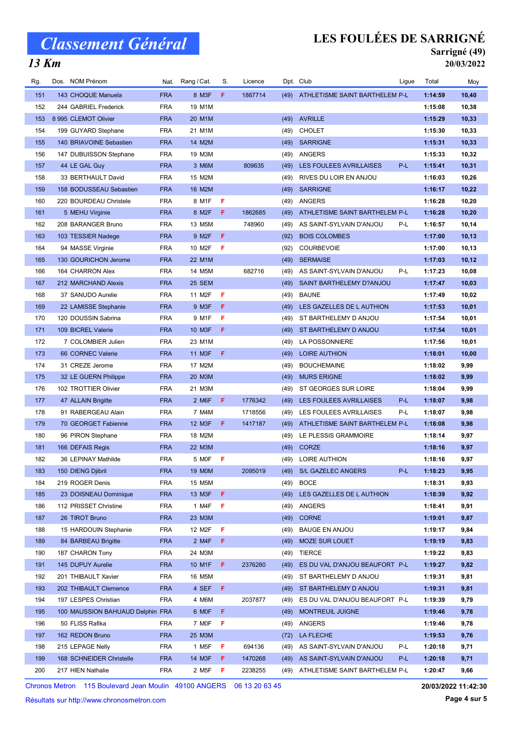# Classement Général

## 13 Km

## LES FOULÉES DE SARRIGNÉ

**Sarrigné (49)**

**20/03/2022**

| Rg. | Dos. | NOM Prénom | Nat. | Rang / Cat. | S. | Licence | Dpt. | Club | Ligue | Total | Moy |
|---|---|---|---|---|---|---|---|---|---|---|---|
| 151 | 143 | CHOQUE Manuela | FRA | 8 M3F | F | 1867714 | (49) | ATHLETISME SAINT BARTHELEM | P-L | 1:14:59 | 10,40 |
| 152 | 244 | GABRIEL Frederick | FRA | 19 M1M | | | | | | 1:15:08 | 10,38 |
| 153 | 8 995 | CLEMOT Olivier | FRA | 20 M1M | | | (49) | AVRILLE | | 1:15:29 | 10,33 |
| 154 | 199 | GUYARD Stephane | FRA | 21 M1M | | | (49) | CHOLET | | 1:15:30 | 10,33 |
| 155 | 140 | BRIAVOINE Sebastien | FRA | 14 M2M | | | (49) | SARRIGNE | | 1:15:31 | 10,33 |
| 156 | 147 | DUBUISSON Stephane | FRA | 19 M3M | | | (49) | ANGERS | | 1:15:33 | 10,32 |
| 157 | 44 | LE GAL Guy | FRA | 3 M6M | | 809635 | (49) | LES FOULEES AVRILLAISES | P-L | 1:15:41 | 10,31 |
| 158 | 33 | BERTHAULT David | FRA | 15 M2M | | | (49) | RIVES DU LOIR EN ANJOU | | 1:16:03 | 10,26 |
| 159 | 158 | BODUSSEAU Sebastien | FRA | 16 M2M | | | (49) | SARRIGNE | | 1:16:17 | 10,22 |
| 160 | 220 | BOURDEAU Christele | FRA | 8 M1F | F | | (49) | ANGERS | | 1:16:28 | 10,20 |
| 161 | 5 | MEHU Virginie | FRA | 8 M2F | F | 1862685 | (49) | ATHLETISME SAINT BARTHELEM | P-L | 1:16:28 | 10,20 |
| 162 | 208 | BARANGER Bruno | FRA | 13 M5M | | 748960 | (49) | AS SAINT-SYLVAIN D'ANJOU | P-L | 1:16:57 | 10,14 |
| 163 | 103 | TESSIER Nadege | FRA | 9 M2F | F | | (92) | BOIS COLOMBES | | 1:17:00 | 10,13 |
| 164 | 94 | MASSE Virginie | FRA | 10 M2F | F | | (92) | COURBEVOIE | | 1:17:00 | 10,13 |
| 165 | 130 | GOURICHON Jerome | FRA | 22 M1M | | | (49) | SERMAISE | | 1:17:03 | 10,12 |
| 166 | 164 | CHARRON Alex | FRA | 14 M5M | | 682716 | (49) | AS SAINT-SYLVAIN D'ANJOU | P-L | 1:17:23 | 10,08 |
| 167 | 212 | MARCHAND Alexis | FRA | 25 SEM | | | (49) | SAINT BARTHELEMY D?ANJOU | | 1:17:47 | 10,03 |
| 168 | 37 | SANUDO Aurelie | FRA | 11 M2F | F | | (49) | BAUNE | | 1:17:49 | 10,02 |
| 169 | 22 | LAMISSE Stephanie | FRA | 9 M3F | F | | (49) | LES GAZELLES DE L AUTHION | | 1:17:53 | 10,01 |
| 170 | 120 | DOUSSIN Sabrina | FRA | 9 M1F | F | | (49) | ST BARTHELEMY D ANJOU | | 1:17:54 | 10,01 |
| 171 | 109 | BICREL Valerie | FRA | 10 M3F | F | | (49) | ST BARTHELEMY D ANJOU | | 1:17:54 | 10,01 |
| 172 | 7 | COLOMBIER Julien | FRA | 23 M1M | | | (49) | LA POSSONNIERE | | 1:17:56 | 10,01 |
| 173 | 66 | CORNEC Valerie | FRA | 11 M3F | F | | (49) | LOIRE AUTHION | | 1:18:01 | 10,00 |
| 174 | 31 | CREZE Jerome | FRA | 17 M2M | | | (49) | BOUCHEMAINE | | 1:18:02 | 9,99 |
| 175 | 32 | LE GUERN Philippe | FRA | 20 M3M | | | (49) | MURS ERIGNE | | 1:18:02 | 9,99 |
| 176 | 102 | TROTTIER Olivier | FRA | 21 M3M | | | (49) | ST GEORGES SUR LOIRE | | 1:18:04 | 9,99 |
| 177 | 47 | ALLAIN Brigitte | FRA | 2 M6F | F | 1776342 | (49) | LES FOULEES AVRILLAISES | P-L | 1:18:07 | 9,98 |
| 178 | 91 | RABERGEAU Alain | FRA | 7 M4M | | 1718556 | (49) | LES FOULEES AVRILLAISES | P-L | 1:18:07 | 9,98 |
| 179 | 70 | GEORGET Fabienne | FRA | 12 M3F | F | 1417187 | (49) | ATHLETISME SAINT BARTHELEM | P-L | 1:18:08 | 9,98 |
| 180 | 96 | PIRON Stephane | FRA | 18 M2M | | | (49) | LE PLESSIS GRAMMOIRE | | 1:18:14 | 9,97 |
| 181 | 166 | DEFAIS Regis | FRA | 22 M3M | | | (49) | CORZE | | 1:18:16 | 9,97 |
| 182 | 36 | LEPINAY Mathilde | FRA | 5 M0F | F | | (49) | LOIRE AUTHION | | 1:18:16 | 9,97 |
| 183 | 150 | DIENG Djibril | FRA | 19 M0M | | 2095019 | (49) | S/L GAZELEC ANGERS | P-L | 1:18:23 | 9,95 |
| 184 | 219 | ROGER Denis | FRA | 15 M5M | | | (49) | BOCE | | 1:18:31 | 9,93 |
| 185 | 23 | DOISNEAU Dominique | FRA | 13 M3F | F | | (49) | LES GAZELLES DE L AUTHION | | 1:18:39 | 9,92 |
| 186 | 112 | PRISSET Christine | FRA | 1 M4F | F | | (49) | ANGERS | | 1:18:41 | 9,91 |
| 187 | 26 | TIROT Bruno | FRA | 23 M3M | | | (49) | CORNE | | 1:19:01 | 9,87 |
| 188 | 15 | HARDOUIN Stephanie | FRA | 12 M2F | F | | (49) | BAUGE EN ANJOU | | 1:19:17 | 9,84 |
| 189 | 84 | BARBEAU Brigitte | FRA | 2 M4F | F | | (49) | MOZE SUR LOUET | | 1:19:19 | 9,83 |
| 190 | 187 | CHARON Tony | FRA | 24 M3M | | | (49) | TIERCE | | 1:19:22 | 9,83 |
| 191 | 145 | DUPUY Aurelie | FRA | 10 M1F | F | 2376280 | (49) | ES DU VAL D'ANJOU BEAUFORT | P-L | 1:19:27 | 9,82 |
| 192 | 201 | THIBAULT Xavier | FRA | 16 M5M | | | (49) | ST BARTHELEMY D ANJOU | | 1:19:31 | 9,81 |
| 193 | 202 | THIBAULT Clemence | FRA | 4 SEF | F | | (49) | ST BARTHELEMY D ANJOU | | 1:19:31 | 9,81 |
| 194 | 197 | LESPES Christian | FRA | 4 M6M | | 2037877 | (49) | ES DU VAL D'ANJOU BEAUFORT | P-L | 1:19:39 | 9,79 |
| 195 | 100 | MAUSSION BAHUAUD Delphin | FRA | 6 M0F | F | | (49) | MONTREUIL JUIGNE | | 1:19:46 | 9,78 |
| 196 | 50 | FLISS Rafika | FRA | 7 M0F | F | | (49) | ANGERS | | 1:19:46 | 9,78 |
| 197 | 162 | REDON Bruno | FRA | 25 M3M | | | (72) | LA FLECHE | | 1:19:53 | 9,76 |
| 198 | 215 | LEPAGE Nelly | FRA | 1 M5F | F | 694136 | (49) | AS SAINT-SYLVAIN D'ANJOU | P-L | 1:20:18 | 9,71 |
| 199 | 168 | SCHNEIDER Christelle | FRA | 14 M3F | F | 1470268 | (49) | AS SAINT-SYLVAIN D'ANJOU | P-L | 1:20:18 | 9,71 |
| 200 | 217 | HIEN Nathalie | FRA | 2 M5F | F | 2238255 | (49) | ATHLETISME SAINT BARTHELEM | P-L | 1:20:47 | 9,66 |

Chronos Metron 115 Boulevard Jean Moulin 49100 ANGERS 06 13 20 63 45

Résultats sur http://www.chronosmetron.com

20/03/2022 11:42:30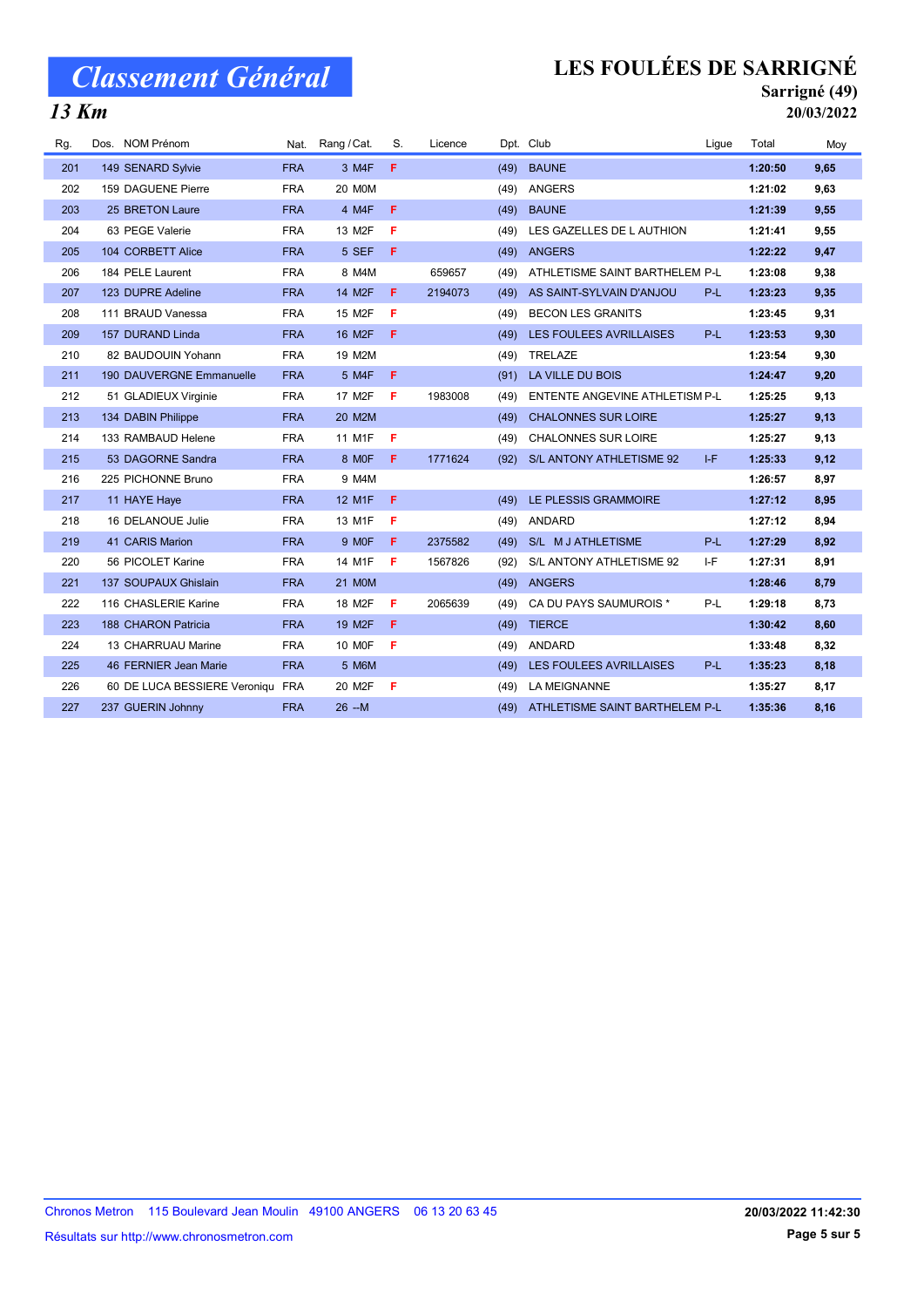# Classement Général

## 13 Km

# LES FOULÉES DE SARRIGNÉ

**Sarrigné (49)**

**20/03/2022**

| Rg. | Dos. | NOM Prénom | Nat. | Rang / Cat. | S. | Licence | Dpt. | Club | Ligue | Total | Moy |
|---|---|---|---|---|---|---|---|---|---|---|---|
| 201 | 149 | SENARD Sylvie | FRA | 3 M4F | F | | (49) | BAUNE | | 1:20:50 | 9,65 |
| 202 | 159 | DAGUENE Pierre | FRA | 20 M0M | | | (49) | ANGERS | | 1:21:02 | 9,63 |
| 203 | 25 | BRETON Laure | FRA | 4 M4F | F | | (49) | BAUNE | | 1:21:39 | 9,55 |
| 204 | 63 | PEGE Valerie | FRA | 13 M2F | F | | (49) | LES GAZELLES DE L AUTHION | | 1:21:41 | 9,55 |
| 205 | 104 | CORBETT Alice | FRA | 5 SEF | F | | (49) | ANGERS | | 1:22:22 | 9,47 |
| 206 | 184 | PELE Laurent | FRA | 8 M4M | | 659657 | (49) | ATHLETISME SAINT BARTHELEM | P-L | 1:23:08 | 9,38 |
| 207 | 123 | DUPRE Adeline | FRA | 14 M2F | F | 2194073 | (49) | AS SAINT-SYLVAIN D'ANJOU | P-L | 1:23:23 | 9,35 |
| 208 | 111 | BRAUD Vanessa | FRA | 15 M2F | F | | (49) | BECON LES GRANITS | | 1:23:45 | 9,31 |
| 209 | 157 | DURAND Linda | FRA | 16 M2F | F | | (49) | LES FOULEES AVRILLAISES | P-L | 1:23:53 | 9,30 |
| 210 | 82 | BAUDOUIN Yohann | FRA | 19 M2M | | | (49) | TRELAZE | | 1:23:54 | 9,30 |
| 211 | 190 | DAUVERGNE Emmanuelle | FRA | 5 M4F | F | | (91) | LA VILLE DU BOIS | | 1:24:47 | 9,20 |
| 212 | 51 | GLADIEUX Virginie | FRA | 17 M2F | F | 1983008 | (49) | ENTENTE ANGEVINE ATHLETISM | P-L | 1:25:25 | 9,13 |
| 213 | 134 | DABIN Philippe | FRA | 20 M2M | | | (49) | CHALONNES SUR LOIRE | | 1:25:27 | 9,13 |
| 214 | 133 | RAMBAUD Helene | FRA | 11 M1F | F | | (49) | CHALONNES SUR LOIRE | | 1:25:27 | 9,13 |
| 215 | 53 | DAGORNE Sandra | FRA | 8 M0F | F | 1771624 | (92) | S/L ANTONY ATHLETISME 92 | I-F | 1:25:33 | 9,12 |
| 216 | 225 | PICHONNE Bruno | FRA | 9 M4M | | | | | | 1:26:57 | 8,97 |
| 217 | 11 | HAYE Haye | FRA | 12 M1F | F | | (49) | LE PLESSIS GRAMMOIRE | | 1:27:12 | 8,95 |
| 218 | 16 | DELANOUE Julie | FRA | 13 M1F | F | | (49) | ANDARD | | 1:27:12 | 8,94 |
| 219 | 41 | CARIS Marion | FRA | 9 M0F | F | 2375582 | (49) | S/L M J ATHLETISME | P-L | 1:27:29 | 8,92 |
| 220 | 56 | PICOLET Karine | FRA | 14 M1F | F | 1567826 | (92) | S/L ANTONY ATHLETISME 92 | I-F | 1:27:31 | 8,91 |
| 221 | 137 | SOUPAUX Ghislain | FRA | 21 M0M | | | (49) | ANGERS | | 1:28:46 | 8,79 |
| 222 | 116 | CHASLERIE Karine | FRA | 18 M2F | F | 2065639 | (49) | CA DU PAYS SAUMUROIS * | P-L | 1:29:18 | 8,73 |
| 223 | 188 | CHARON Patricia | FRA | 19 M2F | F | | (49) | TIERCE | | 1:30:42 | 8,60 |
| 224 | 13 | CHARRUAU Marine | FRA | 10 M0F | F | | (49) | ANDARD | | 1:33:48 | 8,32 |
| 225 | 46 | FERNIER Jean Marie | FRA | 5 M6M | | | (49) | LES FOULEES AVRILLAISES | P-L | 1:35:23 | 8,18 |
| 226 | 60 | DE LUCA BESSIERE Veroniqu | FRA | 20 M2F | F | | (49) | LA MEIGNANNE | | 1:35:27 | 8,17 |
| 227 | 237 | GUERIN Johnny | FRA | 26 --M | | | (49) | ATHLETISME SAINT BARTHELEM | P-L | 1:35:36 | 8,16 |

Chronos Metron 115 Boulevard Jean Moulin 49100 ANGERS 06 13 20 63 45

Résultats sur http://www.chronosmetron.com

**20/03/2022 11:42:30**